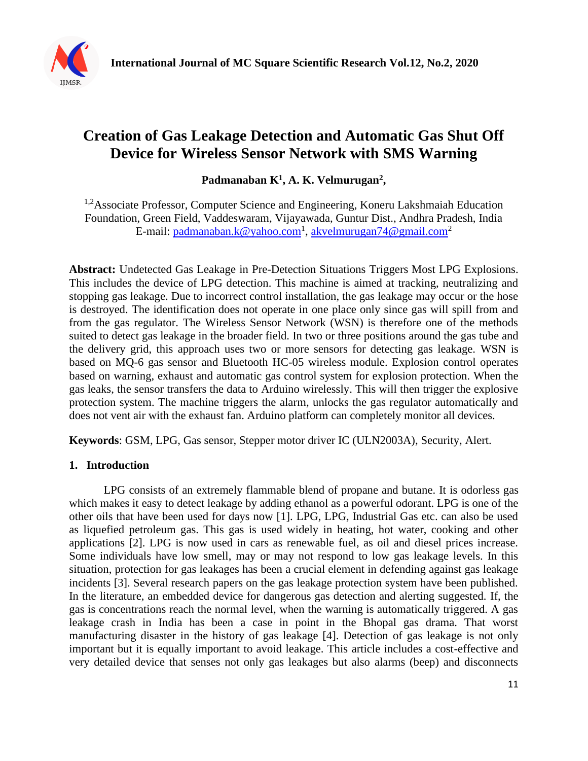# Creation of Gas Leakage Detection and Automatic Gas Shut Off Device for Wireless Sensor Network with SMS Warning

**Padmanaban K[1], A. K. Velmurugan[2],**

[1,2]Associate Professor, Computer Science and Engineering, Koneru Lakshmaiah Education Foundation, Green Field, Vaddeswaram, Vijayawada, Guntur Dist., Andhra Pradesh, India
E-mail: padmanaban.k@yahoo.com[1], akvelmurugan74@gmail.com[2]

**Abstract:** Undetected Gas Leakage in Pre-Detection Situations Triggers Most LPG Explosions. This includes the device of LPG detection. This machine is aimed at tracking, neutralizing and stopping gas leakage. Due to incorrect control installation, the gas leakage may occur or the hose is destroyed. The identification does not operate in one place only since gas will spill from and from the gas regulator. The Wireless Sensor Network (WSN) is therefore one of the methods suited to detect gas leakage in the broader field. In two or three positions around the gas tube and the delivery grid, this approach uses two or more sensors for detecting gas leakage. WSN is based on MQ-6 gas sensor and Bluetooth HC-05 wireless module. Explosion control operates based on warning, exhaust and automatic gas control system for explosion protection. When the gas leaks, the sensor transfers the data to Arduino wirelessly. This will then trigger the explosive protection system. The machine triggers the alarm, unlocks the gas regulator automatically and does not vent air with the exhaust fan. Arduino platform can completely monitor all devices.

**Keywords**: GSM, LPG, Gas sensor, Stepper motor driver IC (ULN2003A), Security, Alert.

## 1. Introduction

LPG consists of an extremely flammable blend of propane and butane. It is odorless gas which makes it easy to detect leakage by adding ethanol as a powerful odorant. LPG is one of the other oils that have been used for days now [1]. LPG, LPG, Industrial Gas etc. can also be used as liquefied petroleum gas. This gas is used widely in heating, hot water, cooking and other applications [2]. LPG is now used in cars as renewable fuel, as oil and diesel prices increase. Some individuals have low smell, may or may not respond to low gas leakage levels. In this situation, protection for gas leakages has been a crucial element in defending against gas leakage incidents [3]. Several research papers on the gas leakage protection system have been published. In the literature, an embedded device for dangerous gas detection and alerting suggested. If, the gas is concentrations reach the normal level, when the warning is automatically triggered. A gas leakage crash in India has been a case in point in the Bhopal gas drama. That worst manufacturing disaster in the history of gas leakage [4]. Detection of gas leakage is not only important but it is equally important to avoid leakage. This article includes a cost-effective and very detailed device that senses not only gas leakages but also alarms (beep) and disconnects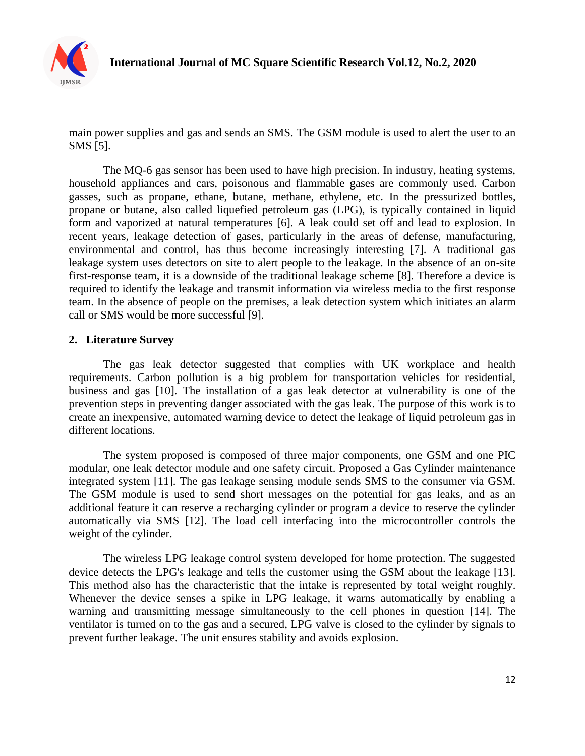main power supplies and gas and sends an SMS. The GSM module is used to alert the user to an SMS [5].

The MQ-6 gas sensor has been used to have high precision. In industry, heating systems, household appliances and cars, poisonous and flammable gases are commonly used. Carbon gasses, such as propane, ethane, butane, methane, ethylene, etc. In the pressurized bottles, propane or butane, also called liquefied petroleum gas (LPG), is typically contained in liquid form and vaporized at natural temperatures [6]. A leak could set off and lead to explosion. In recent years, leakage detection of gases, particularly in the areas of defense, manufacturing, environmental and control, has thus become increasingly interesting [7]. A traditional gas leakage system uses detectors on site to alert people to the leakage. In the absence of an on-site first-response team, it is a downside of the traditional leakage scheme [8]. Therefore a device is required to identify the leakage and transmit information via wireless media to the first response team. In the absence of people on the premises, a leak detection system which initiates an alarm call or SMS would be more successful [9].

## 2. Literature Survey

The gas leak detector suggested that complies with UK workplace and health requirements. Carbon pollution is a big problem for transportation vehicles for residential, business and gas [10]. The installation of a gas leak detector at vulnerability is one of the prevention steps in preventing danger associated with the gas leak. The purpose of this work is to create an inexpensive, automated warning device to detect the leakage of liquid petroleum gas in different locations.

The system proposed is composed of three major components, one GSM and one PIC modular, one leak detector module and one safety circuit. Proposed a Gas Cylinder maintenance integrated system [11]. The gas leakage sensing module sends SMS to the consumer via GSM. The GSM module is used to send short messages on the potential for gas leaks, and as an additional feature it can reserve a recharging cylinder or program a device to reserve the cylinder automatically via SMS [12]. The load cell interfacing into the microcontroller controls the weight of the cylinder.

The wireless LPG leakage control system developed for home protection. The suggested device detects the LPG's leakage and tells the customer using the GSM about the leakage [13]. This method also has the characteristic that the intake is represented by total weight roughly. Whenever the device senses a spike in LPG leakage, it warns automatically by enabling a warning and transmitting message simultaneously to the cell phones in question [14]. The ventilator is turned on to the gas and a secured, LPG valve is closed to the cylinder by signals to prevent further leakage. The unit ensures stability and avoids explosion.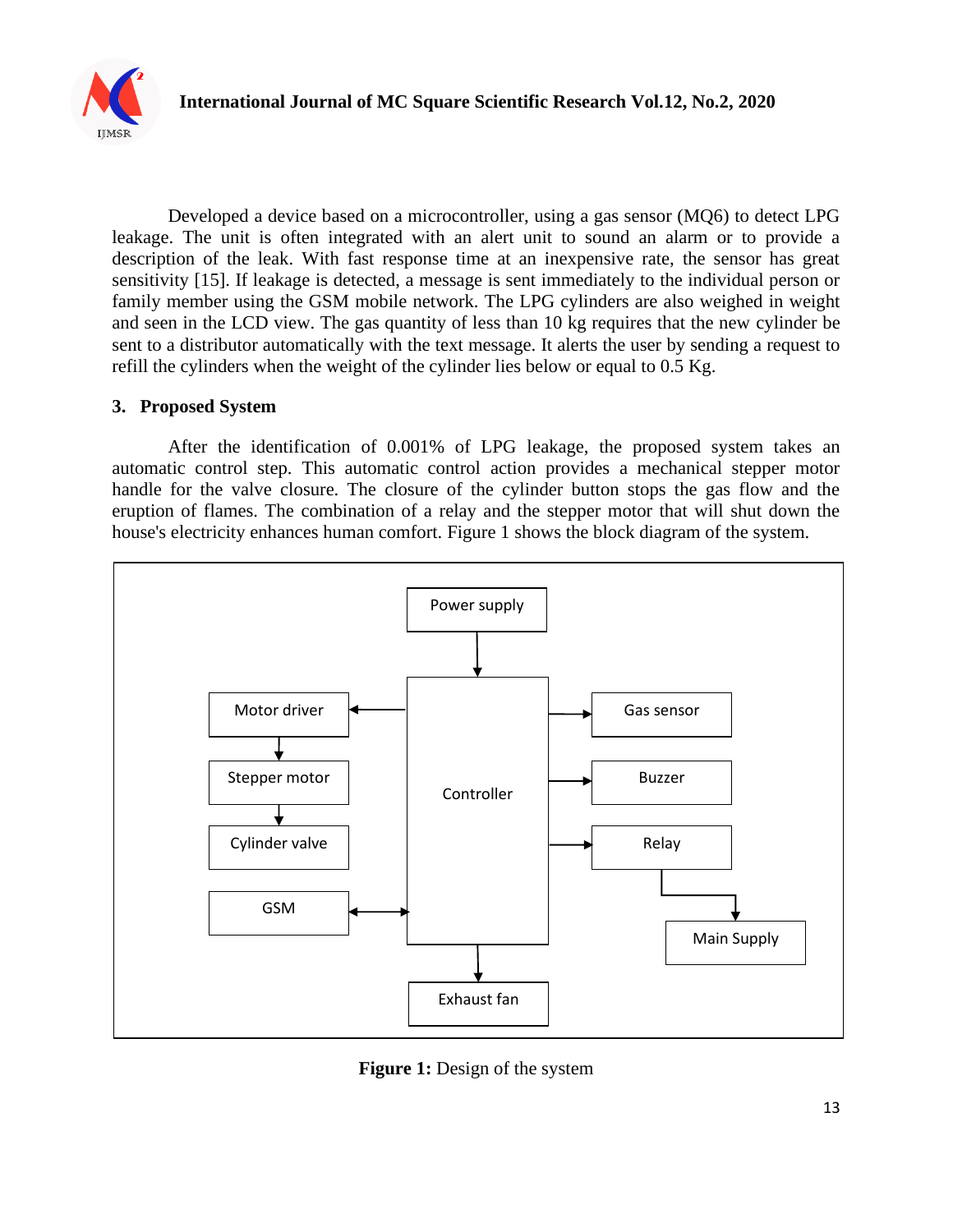Developed a device based on a microcontroller, using a gas sensor (MQ6) to detect LPG leakage. The unit is often integrated with an alert unit to sound an alarm or to provide a description of the leak. With fast response time at an inexpensive rate, the sensor has great sensitivity [15]. If leakage is detected, a message is sent immediately to the individual person or family member using the GSM mobile network. The LPG cylinders are also weighed in weight and seen in the LCD view. The gas quantity of less than 10 kg requires that the new cylinder be sent to a distributor automatically with the text message. It alerts the user by sending a request to refill the cylinders when the weight of the cylinder lies below or equal to 0.5 Kg.

## 3. Proposed System

After the identification of 0.001% of LPG leakage, the proposed system takes an automatic control step. This automatic control action provides a mechanical stepper motor handle for the valve closure. The closure of the cylinder button stops the gas flow and the eruption of flames. The combination of a relay and the stepper motor that will shut down the house's electricity enhances human comfort. Figure 1 shows the block diagram of the system.

Power supply → Controller

Controller → Motor driver → Stepper motor → Cylinder valve

Controller ↔ GSM

Controller → Gas sensor

Controller → Buzzer

Controller → Relay → Main Supply

Controller → Exhaust fan

**Figure 1:** Design of the system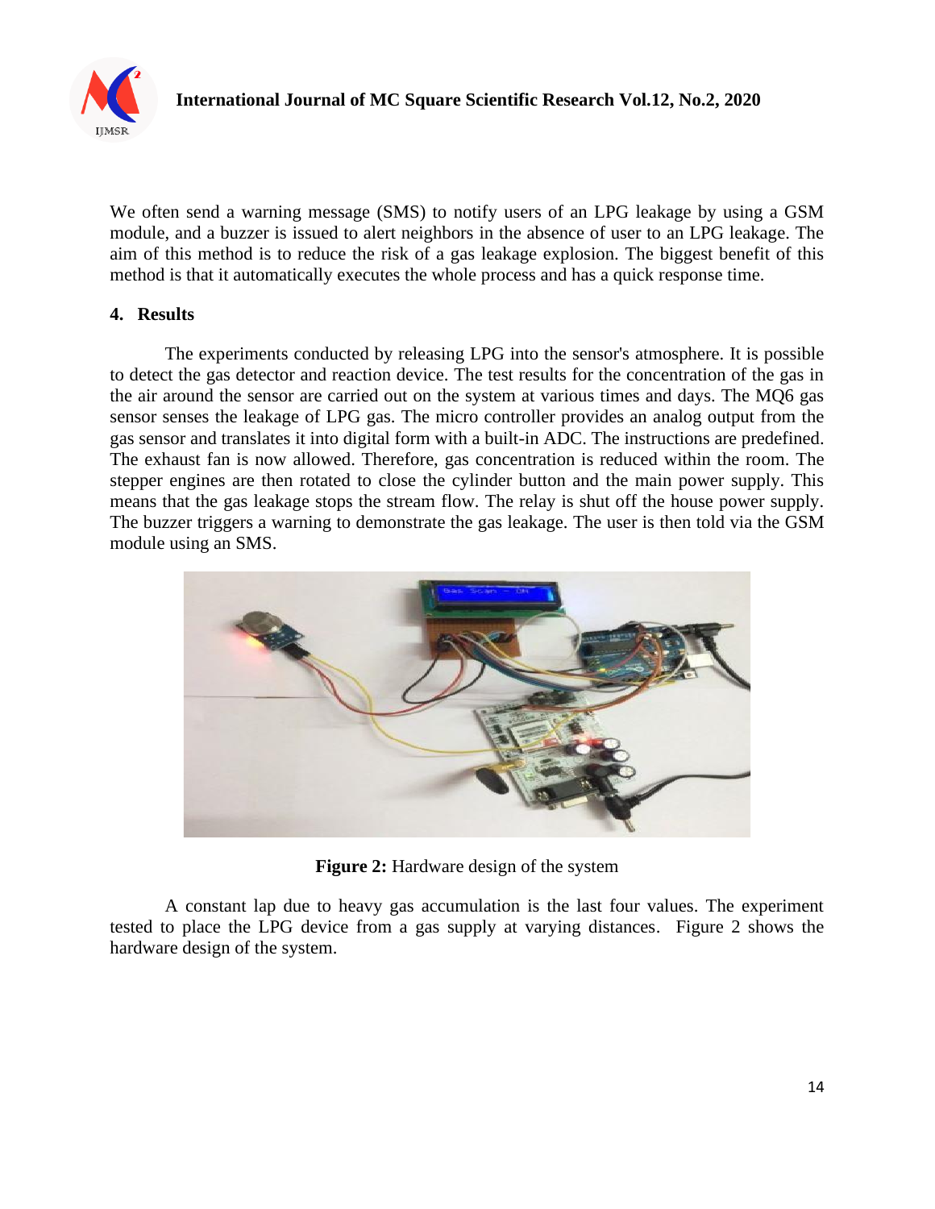We often send a warning message (SMS) to notify users of an LPG leakage by using a GSM module, and a buzzer is issued to alert neighbors in the absence of user to an LPG leakage. The aim of this method is to reduce the risk of a gas leakage explosion. The biggest benefit of this method is that it automatically executes the whole process and has a quick response time.

## 4. Results

The experiments conducted by releasing LPG into the sensor's atmosphere. It is possible to detect the gas detector and reaction device. The test results for the concentration of the gas in the air around the sensor are carried out on the system at various times and days. The MQ6 gas sensor senses the leakage of LPG gas. The micro controller provides an analog output from the gas sensor and translates it into digital form with a built-in ADC. The instructions are predefined. The exhaust fan is now allowed. Therefore, gas concentration is reduced within the room. The stepper engines are then rotated to close the cylinder button and the main power supply. This means that the gas leakage stops the stream flow. The relay is shut off the house power supply. The buzzer triggers a warning to demonstrate the gas leakage. The user is then told via the GSM module using an SMS.

**Figure 2:** Hardware design of the system

A constant lap due to heavy gas accumulation is the last four values. The experiment tested to place the LPG device from a gas supply at varying distances. Figure 2 shows the hardware design of the system.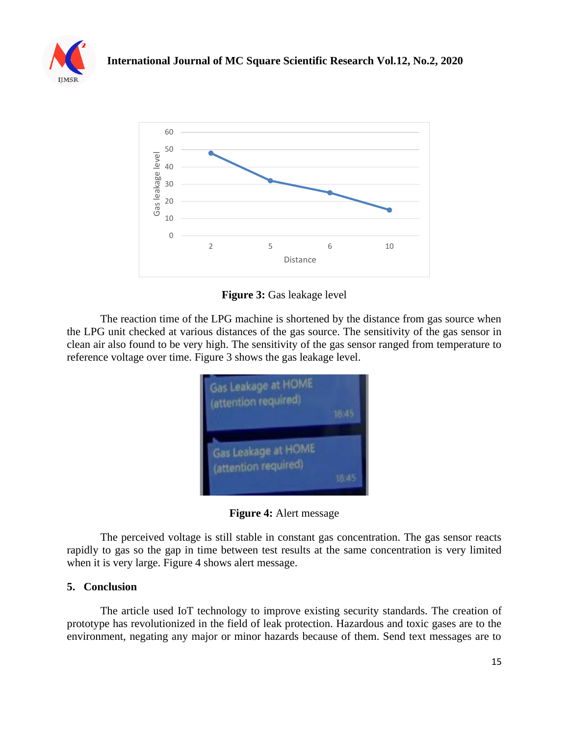Figure 3: Gas leakage level

The reaction time of the LPG machine is shortened by the distance from gas source when the LPG unit checked at various distances of the gas source. The sensitivity of the gas sensor in clean air also found to be very high. The sensitivity of the gas sensor ranged from temperature to reference voltage over time. Figure 3 shows the gas leakage level.

**Figure 4:** Alert message

The perceived voltage is still stable in constant gas concentration. The gas sensor reacts rapidly to gas so the gap in time between test results at the same concentration is very limited when it is very large. Figure 4 shows alert message.

## 5. Conclusion

The article used IoT technology to improve existing security standards. The creation of prototype has revolutionized in the field of leak protection. Hazardous and toxic gases are to the environment, negating any major or minor hazards because of them. Send text messages are to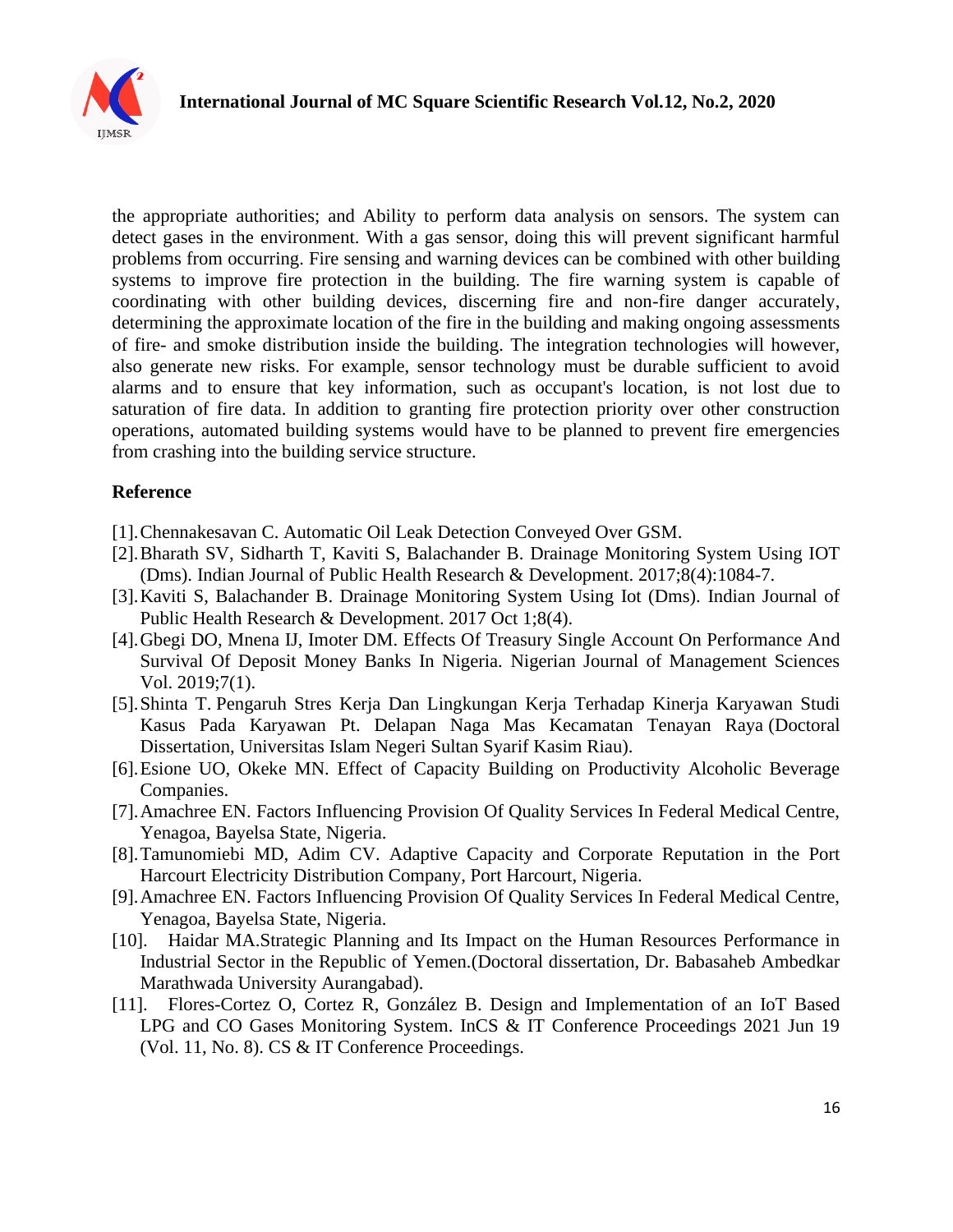the appropriate authorities; and Ability to perform data analysis on sensors. The system can detect gases in the environment. With a gas sensor, doing this will prevent significant harmful problems from occurring. Fire sensing and warning devices can be combined with other building systems to improve fire protection in the building. The fire warning system is capable of coordinating with other building devices, discerning fire and non-fire danger accurately, determining the approximate location of the fire in the building and making ongoing assessments of fire- and smoke distribution inside the building. The integration technologies will however, also generate new risks. For example, sensor technology must be durable sufficient to avoid alarms and to ensure that key information, such as occupant's location, is not lost due to saturation of fire data. In addition to granting fire protection priority over other construction operations, automated building systems would have to be planned to prevent fire emergencies from crashing into the building service structure.

## Reference

[1]. Chennakesavan C. Automatic Oil Leak Detection Conveyed Over GSM.

[2]. Bharath SV, Sidharth T, Kaviti S, Balachander B. Drainage Monitoring System Using IOT (Dms). Indian Journal of Public Health Research & Development. 2017;8(4):1084-7.

[3]. Kaviti S, Balachander B. Drainage Monitoring System Using Iot (Dms). Indian Journal of Public Health Research & Development. 2017 Oct 1;8(4).

[4]. Gbegi DO, Mnena IJ, Imoter DM. Effects Of Treasury Single Account On Performance And Survival Of Deposit Money Banks In Nigeria. Nigerian Journal of Management Sciences Vol. 2019;7(1).

[5]. Shinta T. Pengaruh Stres Kerja Dan Lingkungan Kerja Terhadap Kinerja Karyawan Studi Kasus Pada Karyawan Pt. Delapan Naga Mas Kecamatan Tenayan Raya (Doctoral Dissertation, Universitas Islam Negeri Sultan Syarif Kasim Riau).

[6]. Esione UO, Okeke MN. Effect of Capacity Building on Productivity Alcoholic Beverage Companies.

[7]. Amachree EN. Factors Influencing Provision Of Quality Services In Federal Medical Centre, Yenagoa, Bayelsa State, Nigeria.

[8]. Tamunomiebi MD, Adim CV. Adaptive Capacity and Corporate Reputation in the Port Harcourt Electricity Distribution Company, Port Harcourt, Nigeria.

[9]. Amachree EN. Factors Influencing Provision Of Quality Services In Federal Medical Centre, Yenagoa, Bayelsa State, Nigeria.

[10]. Haidar MA.Strategic Planning and Its Impact on the Human Resources Performance in Industrial Sector in the Republic of Yemen.(Doctoral dissertation, Dr. Babasaheb Ambedkar Marathwada University Aurangabad).

[11]. Flores-Cortez O, Cortez R, González B. Design and Implementation of an IoT Based LPG and CO Gases Monitoring System. InCS & IT Conference Proceedings 2021 Jun 19 (Vol. 11, No. 8). CS & IT Conference Proceedings.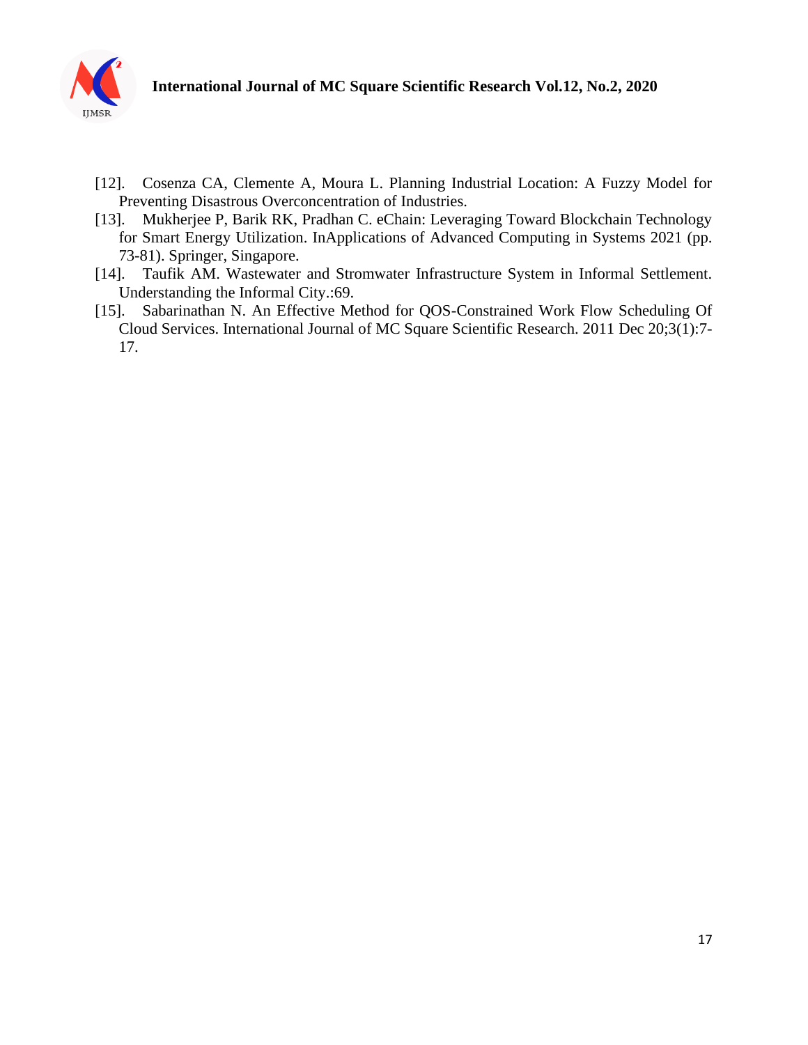[12]. Cosenza CA, Clemente A, Moura L. Planning Industrial Location: A Fuzzy Model for Preventing Disastrous Overconcentration of Industries.

[13]. Mukherjee P, Barik RK, Pradhan C. eChain: Leveraging Toward Blockchain Technology for Smart Energy Utilization. InApplications of Advanced Computing in Systems 2021 (pp. 73-81). Springer, Singapore.

[14]. Taufik AM. Wastewater and Stromwater Infrastructure System in Informal Settlement. Understanding the Informal City.:69.

[15]. Sabarinathan N. An Effective Method for QOS-Constrained Work Flow Scheduling Of Cloud Services. International Journal of MC Square Scientific Research. 2011 Dec 20;3(1):7-17.